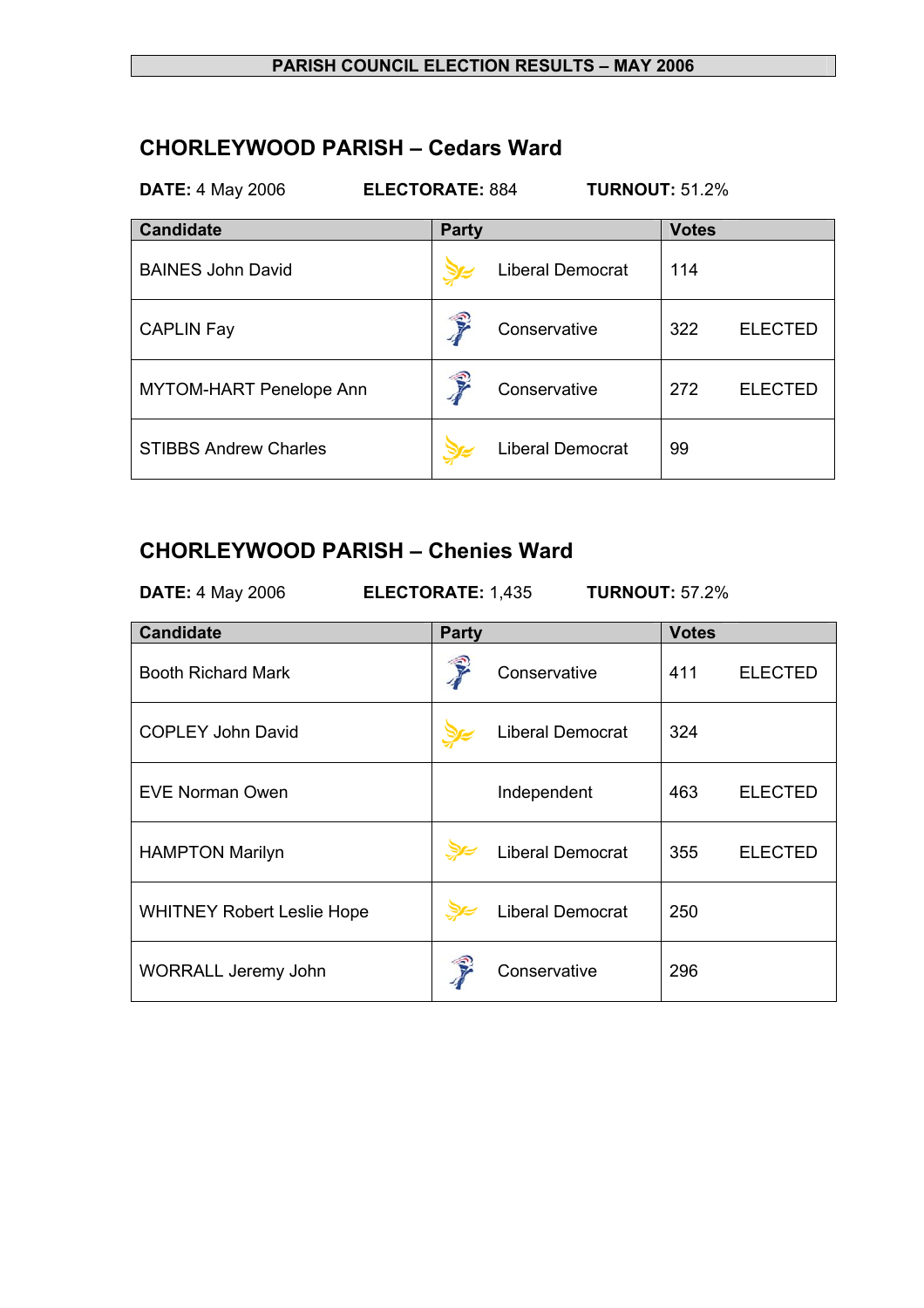**PARISH COUNCIL ELECTION RESULTS – MAY 2006**

## CHORLEYWOOD PARISH – Cedars Ward

**DATE:** 4 May 2006 **ELECTORATE:** 884 **TURNOUT:** 51.2%

| Candidate | Party | Votes | |
|---|---|---|---|
| BAINES John David | Liberal Democrat | 114 | |
| CAPLIN Fay | Conservative | 322 | ELECTED |
| MYTOM-HART Penelope Ann | Conservative | 272 | ELECTED |
| STIBBS Andrew Charles | Liberal Democrat | 99 | |

## CHORLEYWOOD PARISH – Chenies Ward

**DATE:** 4 May 2006 **ELECTORATE:** 1,435 **TURNOUT:** 57.2%

| Candidate | Party | Votes | |
|---|---|---|---|
| Booth Richard Mark | Conservative | 411 | ELECTED |
| COPLEY John David | Liberal Democrat | 324 | |
| EVE Norman Owen | Independent | 463 | ELECTED |
| HAMPTON Marilyn | Liberal Democrat | 355 | ELECTED |
| WHITNEY Robert Leslie Hope | Liberal Democrat | 250 | |
| WORRALL Jeremy John | Conservative | 296 | |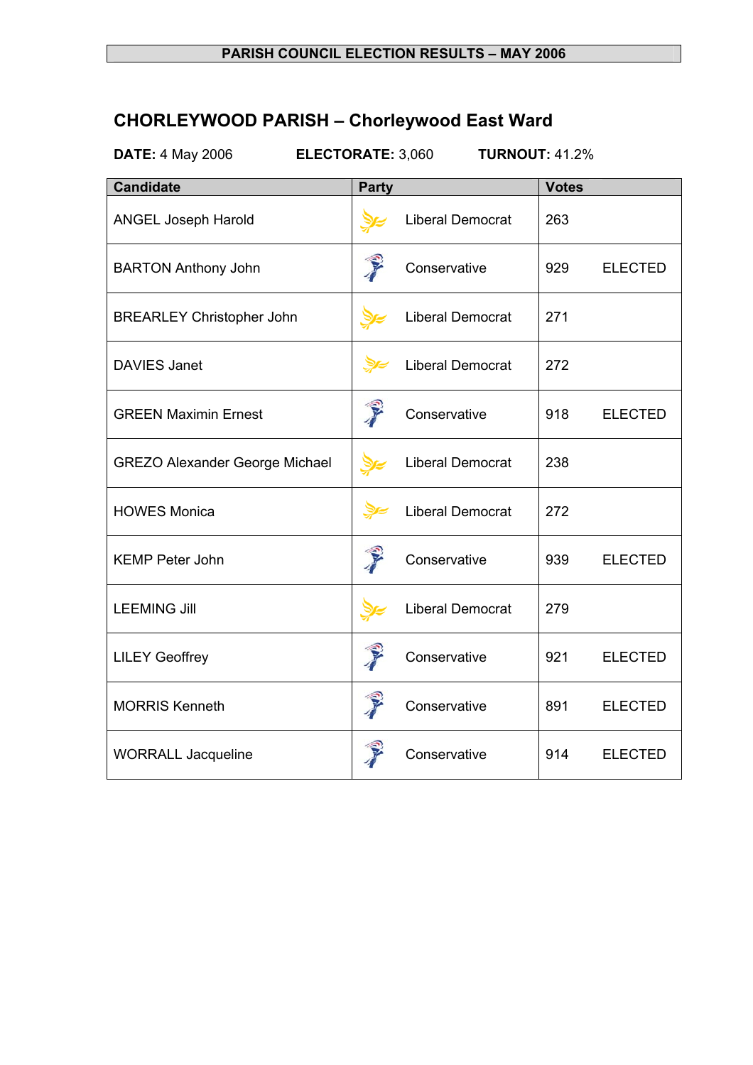**PARISH COUNCIL ELECTION RESULTS – MAY 2006**

## CHORLEYWOOD PARISH – Chorleywood East Ward

**DATE:** 4 May 2006 **ELECTORATE:** 3,060 **TURNOUT:** 41.2%

| Candidate | Party | Votes | |
|---|---|---|---|
| ANGEL Joseph Harold | Liberal Democrat | 263 | |
| BARTON Anthony John | Conservative | 929 | ELECTED |
| BREARLEY Christopher John | Liberal Democrat | 271 | |
| DAVIES Janet | Liberal Democrat | 272 | |
| GREEN Maximin Ernest | Conservative | 918 | ELECTED |
| GREZO Alexander George Michael | Liberal Democrat | 238 | |
| HOWES Monica | Liberal Democrat | 272 | |
| KEMP Peter John | Conservative | 939 | ELECTED |
| LEEMING Jill | Liberal Democrat | 279 | |
| LILEY Geoffrey | Conservative | 921 | ELECTED |
| MORRIS Kenneth | Conservative | 891 | ELECTED |
| WORRALL Jacqueline | Conservative | 914 | ELECTED |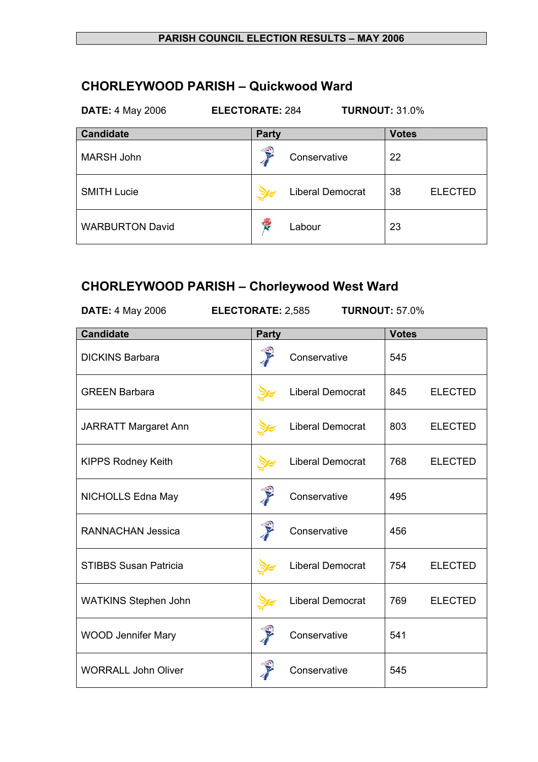**PARISH COUNCIL ELECTION RESULTS – MAY 2006**

## CHORLEYWOOD PARISH – Quickwood Ward

**DATE:** 4 May 2006 **ELECTORATE:** 284 **TURNOUT:** 31.0%

| Candidate | Party | Votes | |
|---|---|---|---|
| MARSH John | Conservative | 22 | |
| SMITH Lucie | Liberal Democrat | 38 | ELECTED |
| WARBURTON David | Labour | 23 | |

## CHORLEYWOOD PARISH – Chorleywood West Ward

**DATE:** 4 May 2006 **ELECTORATE:** 2,585 **TURNOUT:** 57.0%

| Candidate | Party | Votes | |
|---|---|---|---|
| DICKINS Barbara | Conservative | 545 | |
| GREEN Barbara | Liberal Democrat | 845 | ELECTED |
| JARRATT Margaret Ann | Liberal Democrat | 803 | ELECTED |
| KIPPS Rodney Keith | Liberal Democrat | 768 | ELECTED |
| NICHOLLS Edna May | Conservative | 495 | |
| RANNACHAN Jessica | Conservative | 456 | |
| STIBBS Susan Patricia | Liberal Democrat | 754 | ELECTED |
| WATKINS Stephen John | Liberal Democrat | 769 | ELECTED |
| WOOD Jennifer Mary | Conservative | 541 | |
| WORRALL John Oliver | Conservative | 545 | |